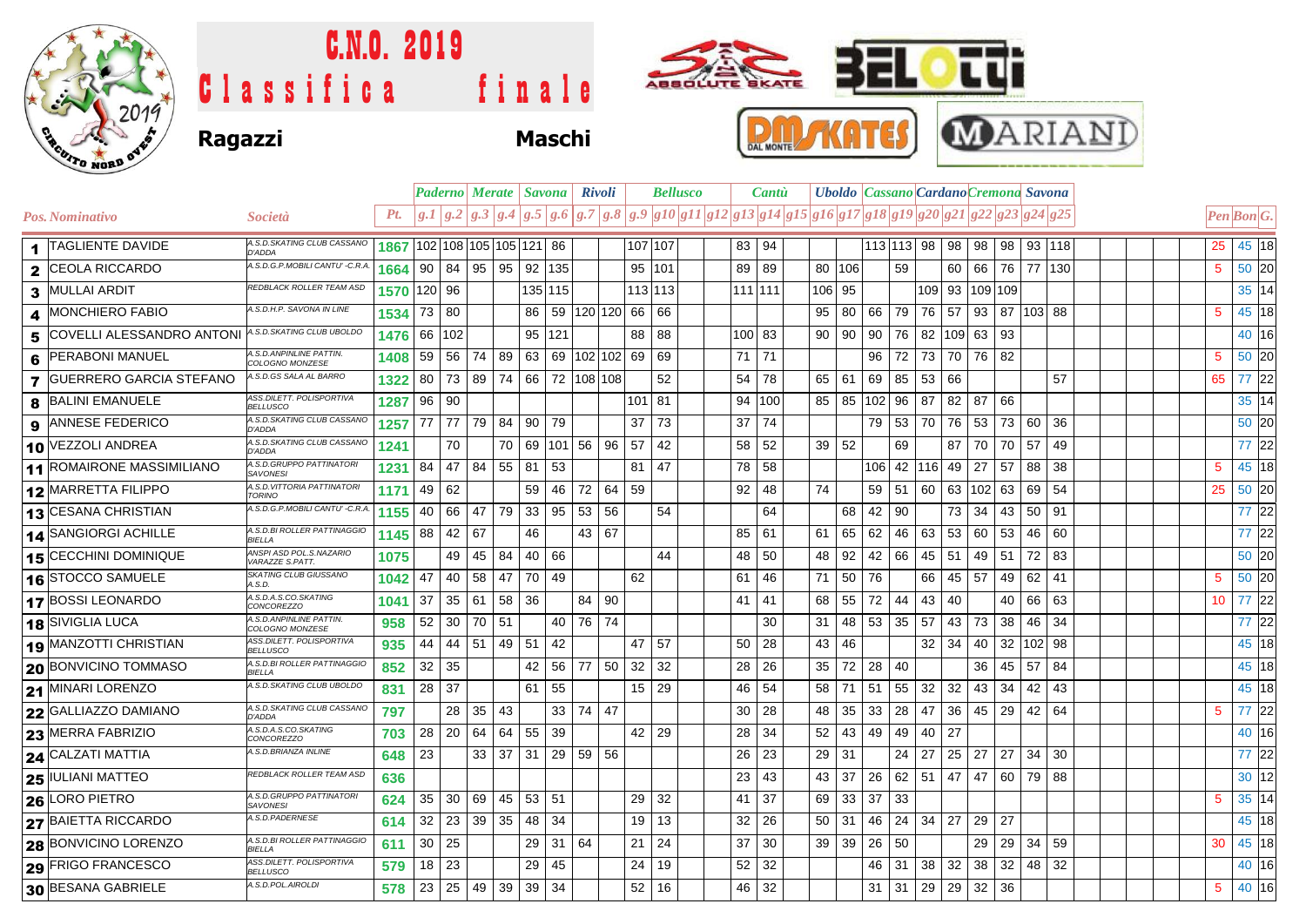# C.N.O. 2019

# Classifica finale

**Ragazzi** **Maschi**

| Pos. | Nominativo | Società | Pt. | Paderno | | Merate | | Savona | | Rivoli | | Bellusco | | | | Cantù | | | Uboldo | | Cassano | | Cardano | | Cremona | | Savona | | Pen | Bon | G. |
|---|---|---|---|---|---|---|---|---|---|---|---|---|---|---|---|---|---|---|---|---|---|---|---|---|---|---|---|---|---|---|---|
| | | | | g.1 | g.2 | g.3 | g.4 | g.5 | g.6 | g.7 | g.8 | g.9 | g10 | g11 | g12 | g13 | g14 | g15 | g16 | g17 | g18 | g19 | g20 | g21 | g22 | g23 | g24 | g25 | | | |
| 1 | TAGLIENTE DAVIDE | A.S.D.SKATING CLUB CASSANO D'ADDA | 1867 | 102 | 108 | 105 | 105 | 121 | 86 | | | 107 | 107 | | | 83 | 94 | | | | 113 | 113 | 98 | 98 | 98 | 98 | 93 | 118 | 25 | 45 | 18 |
| 2 | CEOLA RICCARDO | A.S.D.G.P.MOBILI CANTU' -C.R.A. | 1664 | 90 | 84 | 95 | 95 | 92 | 135 | | | 95 | 101 | | | 89 | 89 | | 80 | 106 | | 59 | | 60 | 66 | 76 | 77 | 130 | 5 | 50 | 20 |
| 3 | MULLAI ARDIT | REDBLACK ROLLER TEAM ASD | 1570 | 120 | 96 | | | 135 | 115 | | | 113 | 113 | | | 111 | 111 | | 106 | 95 | | | 109 | 93 | 109 | 109 | | | | 35 | 14 |
| 4 | MONCHIERO FABIO | A.S.D.H.P. SAVONA IN LINE | 1534 | 73 | 80 | | | 86 | 59 | 120 | 120 | 66 | 66 | | | | | | 95 | 80 | 66 | 79 | 76 | 57 | 93 | 87 | 103 | 88 | 5 | 45 | 18 |
| 5 | COVELLI ALESSANDRO ANTONI | A.S.D.SKATING CLUB UBOLDO | 1476 | 66 | 102 | | | 95 | 121 | | | 88 | 88 | | | 100 | 83 | | 90 | 90 | 90 | 76 | 82 | 109 | 63 | 93 | | | | 40 | 16 |
| 6 | PERABONI MANUEL | A.S.D.ANPINLINE PATTIN. COLOGNO MONZESE | 1408 | 59 | 56 | 74 | 89 | 63 | 69 | 102 | 102 | 69 | 69 | | | 71 | 71 | | | | 96 | 72 | 73 | 70 | 76 | 82 | | | 5 | 50 | 20 |
| 7 | GUERRERO GARCIA STEFANO | A.S.D.GS SALA AL BARRO | 1322 | 80 | 73 | 89 | 74 | 66 | 72 | 108 | 108 | | 52 | | | 54 | 78 | | 65 | 61 | 69 | 85 | 53 | 66 | | | | 57 | 65 | 77 | 22 |
| 8 | BALINI EMANUELE | ASS.DILETT. POLISPORTIVA BELLUSCO | 1287 | 96 | 90 | | | | | | | 101 | 81 | | | 94 | 100 | | 85 | 85 | 102 | 96 | 87 | 82 | 87 | 66 | | | | 35 | 14 |
| 9 | ANNESE FEDERICO | A.S.D.SKATING CLUB CASSANO D'ADDA | 1257 | 77 | 77 | 79 | 84 | 90 | 79 | | | 37 | 73 | | | 37 | 74 | | | | 79 | 53 | 70 | 76 | 53 | 73 | 60 | 36 | | 50 | 20 |
| 10 | VEZZOLI ANDREA | A.S.D.SKATING CLUB CASSANO D'ADDA | 1241 | | 70 | | 70 | 69 | 101 | 56 | 96 | 57 | 42 | | | 58 | 52 | | 39 | 52 | | 69 | | 87 | 70 | 70 | 57 | 49 | | 77 | 22 |
| 11 | ROMAIRONE MASSIMILIANO | A.S.D.GRUPPO PATTINATORI SAVONESI | 1231 | 84 | 47 | 84 | 55 | 81 | 53 | | | 81 | 47 | | | 78 | 58 | | | | 106 | 42 | 116 | 49 | 27 | 57 | 88 | 38 | 5 | 45 | 18 |
| 12 | MARRETTA FILIPPO | A.S.D.VITTORIA PATTINATORI TORINO | 1171 | 49 | 62 | | | 59 | 46 | 72 | 64 | 59 | | | | 92 | 48 | | 74 | | 59 | 51 | 60 | 63 | 102 | 63 | 69 | 54 | 25 | 50 | 20 |
| 13 | CESANA CHRISTIAN | A.S.D.G.P.MOBILI CANTU' -C.R.A. | 1155 | 40 | 66 | 47 | 79 | 33 | 95 | 53 | 56 | | 54 | | | | 64 | | | 68 | 42 | 90 | | 73 | 34 | 43 | 50 | 91 | | 77 | 22 |
| 14 | SANGIORGI ACHILLE | A.S.D.BI ROLLER PATTINAGGIO BIELLA | 1145 | 88 | 42 | 67 | | 46 | | 43 | 67 | | | | | 85 | 61 | | 61 | 65 | 62 | 46 | 63 | 53 | 60 | 53 | 46 | 60 | | 77 | 22 |
| 15 | CECCHINI DOMINIQUE | ANSPI ASD POL.S.NAZARIO VARAZZE S.PATT. | 1075 | | 49 | 45 | 84 | 40 | 66 | | | | 44 | | | 48 | 50 | | 48 | 92 | 42 | 66 | 45 | 51 | 49 | 51 | 72 | 83 | | 50 | 20 |
| 16 | STOCCO SAMUELE | SKATING CLUB GIUSSANO A.S.D. | 1042 | 47 | 40 | 58 | 47 | 70 | 49 | | | 62 | | | | 61 | 46 | | 71 | 50 | 76 | | 66 | 45 | 57 | 49 | 62 | 41 | 5 | 50 | 20 |
| 17 | BOSSI LEONARDO | A.S.D.A.S.CO.SKATING CONCOREZZO | 1041 | 37 | 35 | 61 | 58 | 36 | | 84 | 90 | | | | | 41 | 41 | | 68 | 55 | 72 | 44 | 43 | 40 | | 40 | 66 | 63 | 10 | 77 | 22 |
| 18 | SIVIGLIA LUCA | A.S.D.ANPINLINE PATTIN. COLOGNO MONZESE | 958 | 52 | 30 | 70 | 51 | | 40 | 76 | 74 | | | | | | 30 | | 31 | 48 | 53 | 35 | 57 | 43 | 73 | 38 | 46 | 34 | | 77 | 22 |
| 19 | MANZOTTI CHRISTIAN | ASS.DILETT. POLISPORTIVA BELLUSCO | 935 | 44 | 44 | 51 | 49 | 51 | 42 | | | 47 | 57 | | | 50 | 28 | | 43 | 46 | | | 32 | 34 | 40 | 32 | 102 | 98 | | 45 | 18 |
| 20 | BONVICINO TOMMASO | A.S.D.BI ROLLER PATTINAGGIO BIELLA | 852 | 32 | 35 | | | 42 | 56 | 77 | 50 | 32 | 32 | | | 28 | 26 | | 35 | 72 | 28 | 40 | | | 36 | 45 | 57 | 84 | | 45 | 18 |
| 21 | MINARI LORENZO | A.S.D.SKATING CLUB UBOLDO | 831 | 28 | 37 | | | 61 | 55 | | | 15 | 29 | | | 46 | 54 | | 58 | 71 | 51 | 55 | 32 | 32 | 43 | 34 | 42 | 43 | | 45 | 18 |
| 22 | GALLIAZZO DAMIANO | A.S.D.SKATING CLUB CASSANO D'ADDA | 797 | | 28 | 35 | 43 | | 33 | 74 | 47 | | | | | 30 | 28 | | 48 | 35 | 33 | 28 | 47 | 36 | 45 | 29 | 42 | 64 | 5 | 77 | 22 |
| 23 | MERRA FABRIZIO | A.S.D.A.S.CO.SKATING CONCOREZZO | 703 | 28 | 20 | 64 | 64 | 55 | 39 | | | 42 | 29 | | | 28 | 34 | | 52 | 43 | 49 | 49 | 40 | 27 | | | | | | 40 | 16 |
| 24 | CALZATI MATTIA | A.S.D.BRIANZA INLINE | 648 | 23 | | 33 | 37 | 31 | 29 | 59 | 56 | | | | | 26 | 23 | | 29 | 31 | | 24 | 27 | 25 | 27 | 27 | 34 | 30 | | 77 | 22 |
| 25 | IULIANI MATTEO | REDBLACK ROLLER TEAM ASD | 636 | | | | | | | | | | | | | 23 | 43 | | 43 | 37 | 26 | 62 | 51 | 47 | 47 | 60 | 79 | 88 | | 30 | 12 |
| 26 | LORO PIETRO | A.S.D.GRUPPO PATTINATORI SAVONESI | 624 | 35 | 30 | 69 | 45 | 53 | 51 | | | 29 | 32 | | | 41 | 37 | | 69 | 33 | 37 | 33 | | | | | | | 5 | 35 | 14 |
| 27 | BAIETTA RICCARDO | A.S.D.PADERNESE | 614 | 32 | 23 | 39 | 35 | 48 | 34 | | | 19 | 13 | | | 32 | 26 | | 50 | 31 | 46 | 24 | 34 | 27 | 29 | 27 | | | | 45 | 18 |
| 28 | BONVICINO LORENZO | A.S.D.BI ROLLER PATTINAGGIO BIELLA | 611 | 30 | 25 | | | 29 | 31 | 64 | | 21 | 24 | | | 37 | 30 | | 39 | 39 | 26 | 50 | | | 29 | 29 | 34 | 59 | 30 | 45 | 18 |
| 29 | FRIGO FRANCESCO | ASS.DILETT. POLISPORTIVA BELLUSCO | 579 | 18 | 23 | | | 29 | 45 | | | 24 | 19 | | | 52 | 32 | | | | 46 | 31 | 38 | 32 | 38 | 32 | 48 | 32 | | 40 | 16 |
| 30 | BESANA GABRIELE | A.S.D.POL.AIROLDI | 578 | 23 | 25 | 49 | 39 | 39 | 34 | | | 52 | 16 | | | 46 | 32 | | | | 31 | 31 | 29 | 29 | 32 | 36 | | | 5 | 40 | 16 |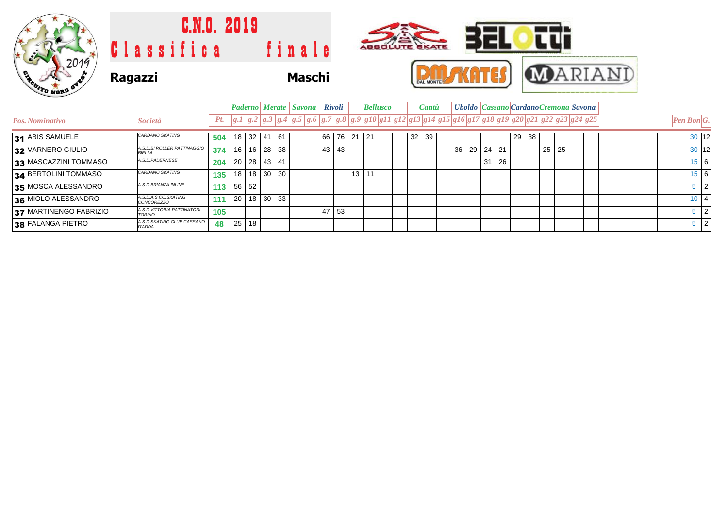# C.N.O. 2019

## Classifica finale

**Ragazzi** **Maschi**

| | | | | Paderno | | Merate | | Savona | | Rivoli | | Bellusco | | | | Cantù | | | Uboldo | | Cassano | | Cardano | | Cremona | | Savona | | | | |
|---|---|---|---|---|---|---|---|---|---|---|---|---|---|---|---|---|---|---|---|---|---|---|---|---|---|---|---|---|---|---|---|
| Pos. | Nominativo | Società | Pt. | g.1 | g.2 | g.3 | g.4 | g.5 | g.6 | g.7 | g.8 | g.9 | g10 | g11 | g12 | g13 | g14 | g15 | g16 | g17 | g18 | g19 | g20 | g21 | g22 | g23 | g24 | g25 | Pen | Bon | G. |
| 31 | ABIS SAMUELE | CARDANO SKATING | 504 | 18 | 32 | 41 | 61 | | | 66 | 76 | 21 | 21 | | | 32 | 39 | | | | | | 29 | 38 | | | | | | 30 | 12 |
| 32 | VARNERO GIULIO | A.S.D.BI ROLLER PATTINAGGIO BIELLA | 374 | 16 | 16 | 28 | 38 | | | 43 | 43 | | | | | | | | 36 | 29 | 24 | 21 | | | 25 | 25 | | | | 30 | 12 |
| 33 | MASCAZZINI TOMMASO | A.S.D.PADERNESE | 204 | 20 | 28 | 43 | 41 | | | | | | | | | | | | | | 31 | 26 | | | | | | | | 15 | 6 |
| 34 | BERTOLINI TOMMASO | CARDANO SKATING | 135 | 18 | 18 | 30 | 30 | | | | | 13 | 11 | | | | | | | | | | | | | | | | | 15 | 6 |
| 35 | MOSCA ALESSANDRO | A.S.D.BRIANZA INLINE | 113 | 56 | 52 | | | | | | | | | | | | | | | | | | | | | | | | | 5 | 2 |
| 36 | MIOLO ALESSANDRO | A.S.D.A.S.CO.SKATING CONCOREZZO | 111 | 20 | 18 | 30 | 33 | | | | | | | | | | | | | | | | | | | | | | | 10 | 4 |
| 37 | MARTINENGO FABRIZIO | A.S.D.VITTORIA PATTINATORI TORINO | 105 | | | | | | | 47 | 53 | | | | | | | | | | | | | | | | | | | 5 | 2 |
| 38 | FALANGA PIETRO | A.S.D.SKATING CLUB CASSANO D'ADDA | 48 | 25 | 18 | | | | | | | | | | | | | | | | | | | | | | | | | 5 | 2 |